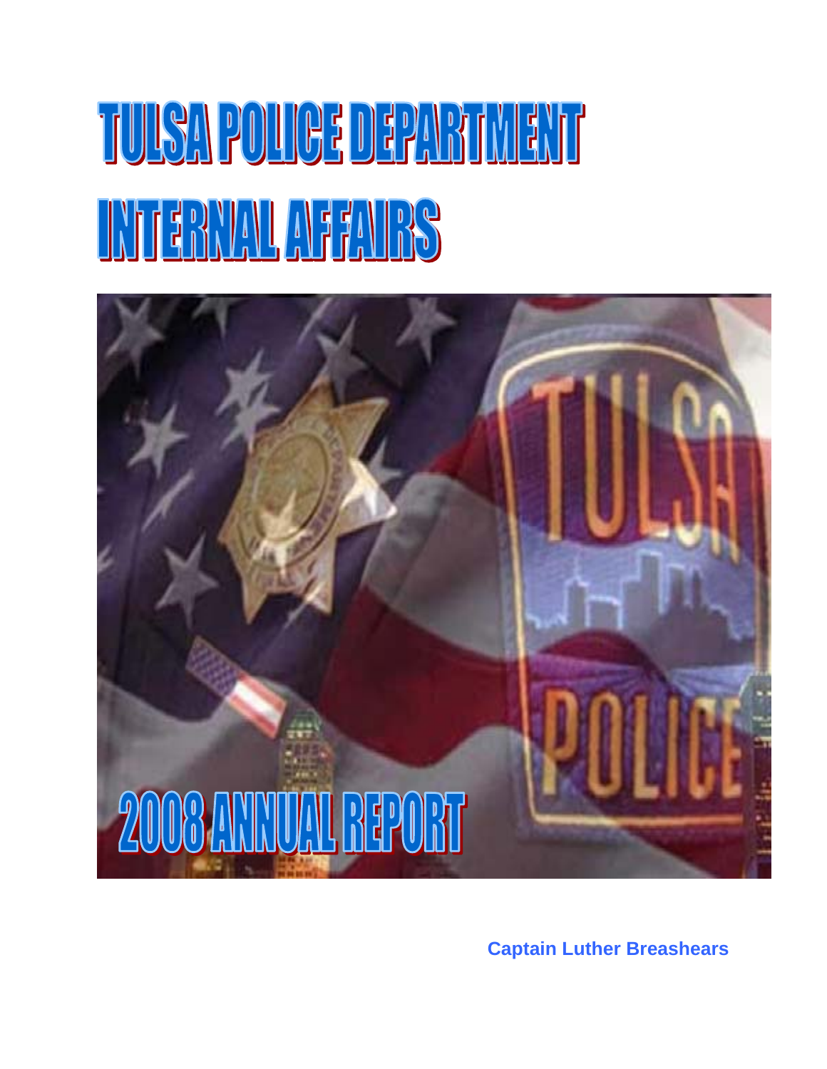# TULSA POLICE DEPARTMENT
# INTERNAL AFFAIRS

## 2008 ANNUAL REPORT

**Captain Luther Breashears**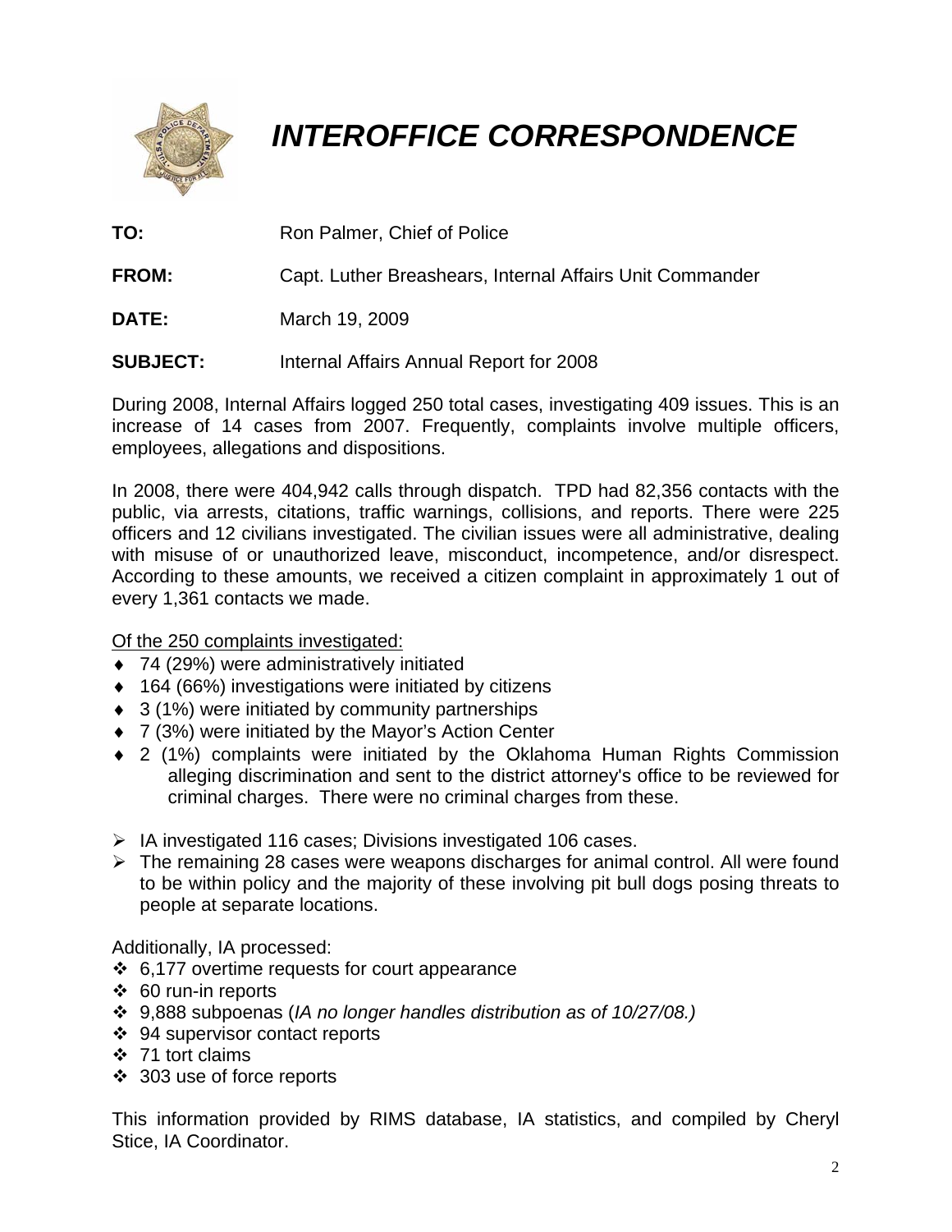# *INTEROFFICE CORRESPONDENCE*

**TO:** Ron Palmer, Chief of Police

**FROM:** Capt. Luther Breashears, Internal Affairs Unit Commander

**DATE:** March 19, 2009

**SUBJECT:** Internal Affairs Annual Report for 2008

During 2008, Internal Affairs logged 250 total cases, investigating 409 issues. This is an increase of 14 cases from 2007. Frequently, complaints involve multiple officers, employees, allegations and dispositions.

In 2008, there were 404,942 calls through dispatch. TPD had 82,356 contacts with the public, via arrests, citations, traffic warnings, collisions, and reports. There were 225 officers and 12 civilians investigated. The civilian issues were all administrative, dealing with misuse of or unauthorized leave, misconduct, incompetence, and/or disrespect. According to these amounts, we received a citizen complaint in approximately 1 out of every 1,361 contacts we made.

<u>Of the 250 complaints investigated:</u>

- 74 (29%) were administratively initiated
- 164 (66%) investigations were initiated by citizens
- 3 (1%) were initiated by community partnerships
- 7 (3%) were initiated by the Mayor's Action Center
- 2 (1%) complaints were initiated by the Oklahoma Human Rights Commission alleging discrimination and sent to the district attorney's office to be reviewed for criminal charges. There were no criminal charges from these.

- IA investigated 116 cases; Divisions investigated 106 cases.
- The remaining 28 cases were weapons discharges for animal control. All were found to be within policy and the majority of these involving pit bull dogs posing threats to people at separate locations.

Additionally, IA processed:

- 6,177 overtime requests for court appearance
- 60 run-in reports
- 9,888 subpoenas (*IA no longer handles distribution as of 10/27/08.)*
- 94 supervisor contact reports
- 71 tort claims
- 303 use of force reports

This information provided by RIMS database, IA statistics, and compiled by Cheryl Stice, IA Coordinator.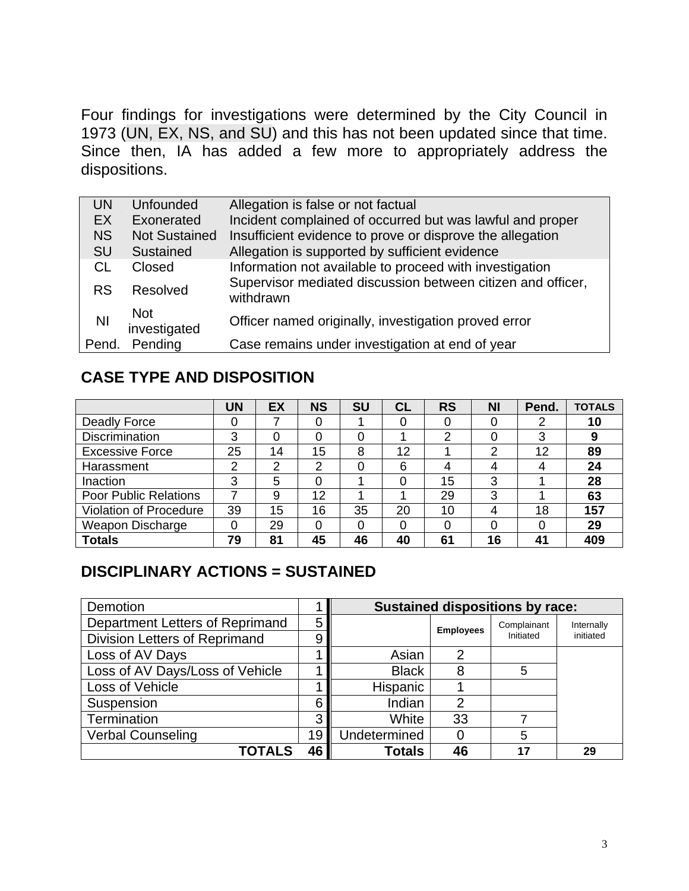Four findings for investigations were determined by the City Council in 1973 (UN, EX, NS, and SU) and this has not been updated since that time. Since then, IA has added a few more to appropriately address the dispositions.

| | | |
|---|---|---|
| UN | Unfounded | Allegation is false or not factual |
| EX | Exonerated | Incident complained of occurred but was lawful and proper |
| NS | Not Sustained | Insufficient evidence to prove or disprove the allegation |
| SU | Sustained | Allegation is supported by sufficient evidence |
| CL | Closed | Information not available to proceed with investigation |
| RS | Resolved | Supervisor mediated discussion between citizen and officer, withdrawn |
| NI | Not investigated | Officer named originally, investigation proved error |
| Pend. | Pending | Case remains under investigation at end of year |

## CASE TYPE AND DISPOSITION

| | UN | EX | NS | SU | CL | RS | NI | Pend. | TOTALS |
|---|---|---|---|---|---|---|---|---|---|
| Deadly Force | 0 | 7 | 0 | 1 | 0 | 0 | 0 | 2 | **10** |
| Discrimination | 3 | 0 | 0 | 0 | 1 | 2 | 0 | 3 | **9** |
| Excessive Force | 25 | 14 | 15 | 8 | 12 | 1 | 2 | 12 | **89** |
| Harassment | 2 | 2 | 2 | 0 | 6 | 4 | 4 | 4 | **24** |
| Inaction | 3 | 5 | 0 | 1 | 0 | 15 | 3 | 1 | **28** |
| Poor Public Relations | 7 | 9 | 12 | 1 | 1 | 29 | 3 | 1 | **63** |
| Violation of Procedure | 39 | 15 | 16 | 35 | 20 | 10 | 4 | 18 | **157** |
| Weapon Discharge | 0 | 29 | 0 | 0 | 0 | 0 | 0 | 0 | **29** |
| **Totals** | **79** | **81** | **45** | **46** | **40** | **61** | **16** | **41** | **409** |

## DISCIPLINARY ACTIONS = SUSTAINED

| | |
|---|---|
| Demotion | 1 |
| Department Letters of Reprimand | 5 |
| Division Letters of Reprimand | 9 |
| Loss of AV Days | 1 |
| Loss of AV Days/Loss of Vehicle | 1 |
| Loss of Vehicle | 1 |
| Suspension | 6 |
| Termination | 3 |
| Verbal Counseling | 19 |
| **TOTALS** | **46** |

| Sustained dispositions by race: | | | |
|---|---|---|---|
| | Employees | Complainant Initiated | Internally initiated |
| Asian | 2 | | |
| Black | 8 | 5 | |
| Hispanic | 1 | | |
| Indian | 2 | | |
| White | 33 | 7 | |
| Undetermined | 0 | 5 | |
| **Totals** | **46** | **17** | **29** |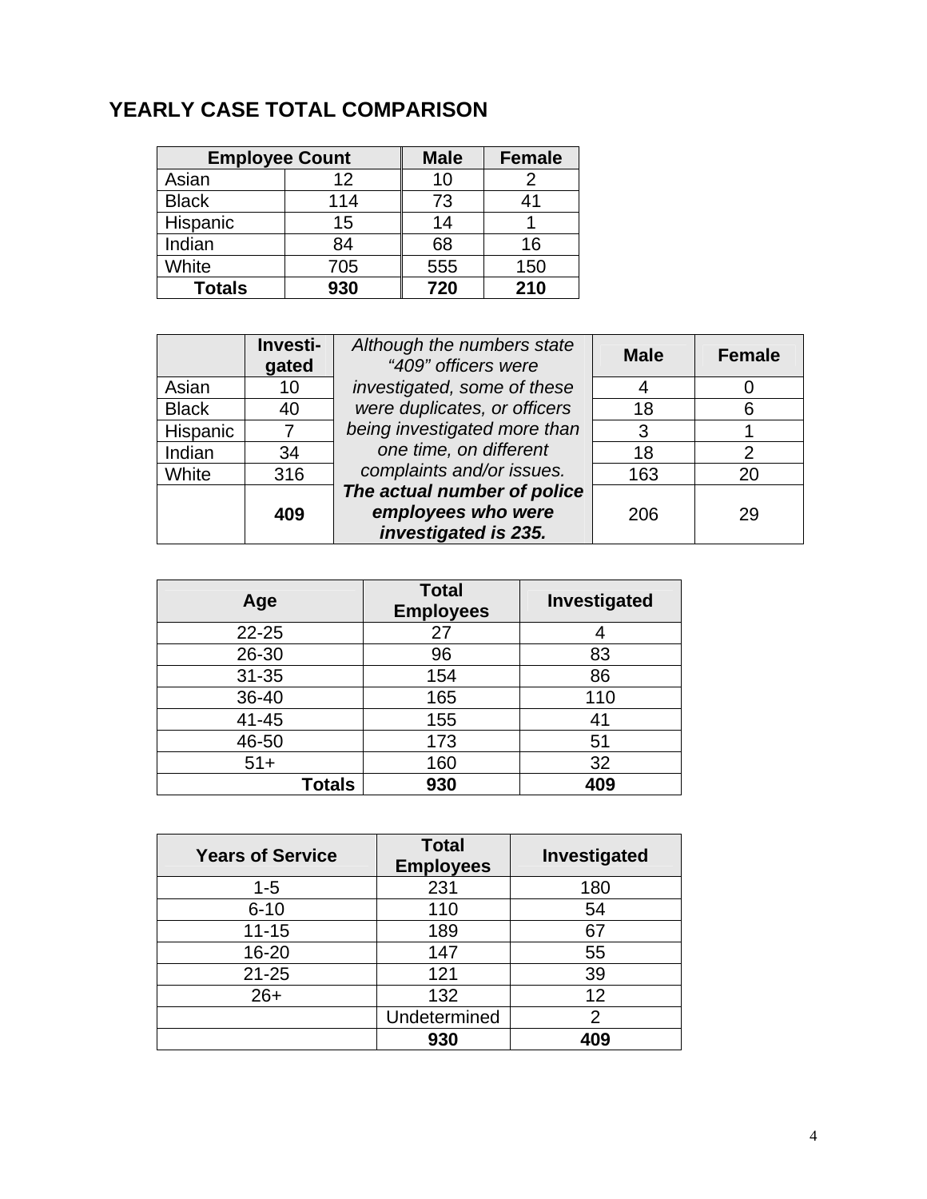## YEARLY CASE TOTAL COMPARISON

| Employee Count | | Male | Female |
|---|---|---|---|
| Asian | 12 | 10 | 2 |
| Black | 114 | 73 | 41 |
| Hispanic | 15 | 14 | 1 |
| Indian | 84 | 68 | 16 |
| White | 705 | 555 | 150 |
| **Totals** | **930** | **720** | **210** |

| | Investi-gated | *Although the numbers state "409" officers were investigated, some of these were duplicates, or officers being investigated more than one time, on different complaints and/or issues.* ***The actual number of police employees who were investigated is 235.*** | Male | Female |
|---|---|---|---|---|
| Asian | 10 | | 4 | 0 |
| Black | 40 | | 18 | 6 |
| Hispanic | 7 | | 3 | 1 |
| Indian | 34 | | 18 | 2 |
| White | 316 | | 163 | 20 |
| | **409** | | 206 | 29 |

| Age | Total Employees | Investigated |
|---|---|---|
| 22-25 | 27 | 4 |
| 26-30 | 96 | 83 |
| 31-35 | 154 | 86 |
| 36-40 | 165 | 110 |
| 41-45 | 155 | 41 |
| 46-50 | 173 | 51 |
| 51+ | 160 | 32 |
| **Totals** | **930** | **409** |

| Years of Service | Total Employees | Investigated |
|---|---|---|
| 1-5 | 231 | 180 |
| 6-10 | 110 | 54 |
| 11-15 | 189 | 67 |
| 16-20 | 147 | 55 |
| 21-25 | 121 | 39 |
| 26+ | 132 | 12 |
| | Undetermined | 2 |
| | **930** | **409** |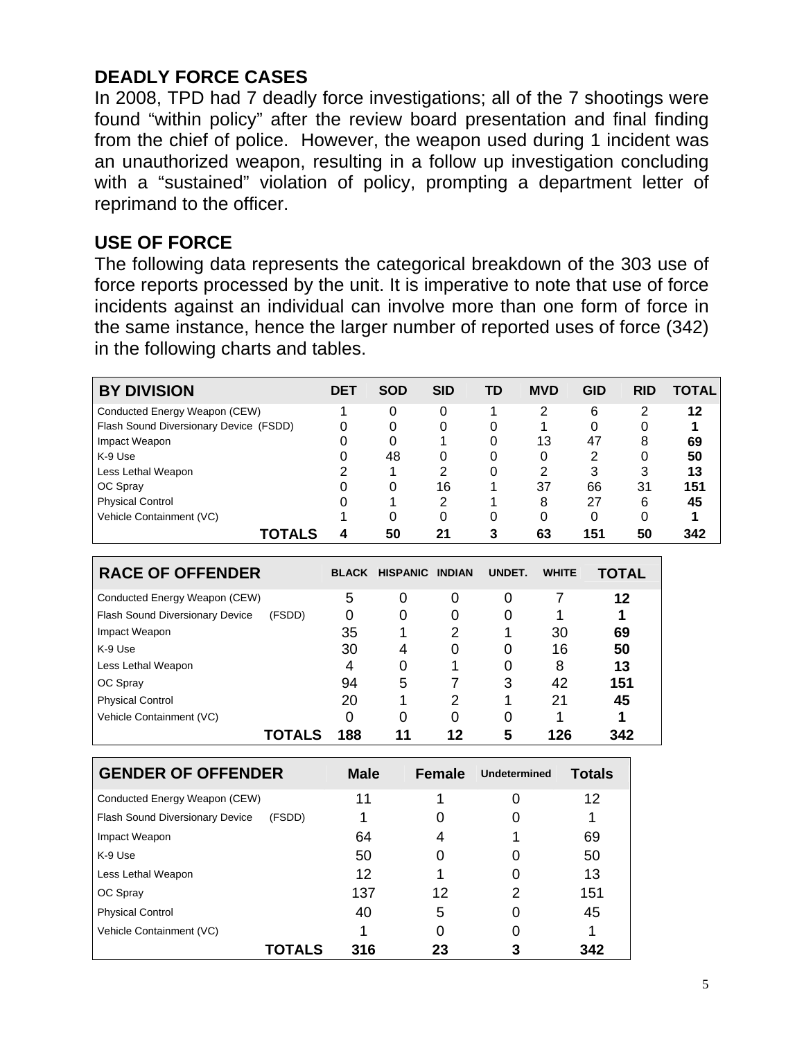## DEADLY FORCE CASES

In 2008, TPD had 7 deadly force investigations; all of the 7 shootings were found "within policy" after the review board presentation and final finding from the chief of police. However, the weapon used during 1 incident was an unauthorized weapon, resulting in a follow up investigation concluding with a "sustained" violation of policy, prompting a department letter of reprimand to the officer.

## USE OF FORCE

The following data represents the categorical breakdown of the 303 use of force reports processed by the unit. It is imperative to note that use of force incidents against an individual can involve more than one form of force in the same instance, hence the larger number of reported uses of force (342) in the following charts and tables.

| BY DIVISION | DET | SOD | SID | TD | MVD | GID | RID | TOTAL |
|---|---|---|---|---|---|---|---|---|
| Conducted Energy Weapon (CEW) | 1 | 0 | 0 | 1 | 2 | 6 | 2 | **12** |
| Flash Sound Diversionary Device (FSDD) | 0 | 0 | 0 | 0 | 1 | 0 | 0 | **1** |
| Impact Weapon | 0 | 0 | 1 | 0 | 13 | 47 | 8 | **69** |
| K-9 Use | 0 | 48 | 0 | 0 | 0 | 2 | 0 | **50** |
| Less Lethal Weapon | 2 | 1 | 2 | 0 | 2 | 3 | 3 | **13** |
| OC Spray | 0 | 0 | 16 | 1 | 37 | 66 | 31 | **151** |
| Physical Control | 0 | 1 | 2 | 1 | 8 | 27 | 6 | **45** |
| Vehicle Containment (VC) | 1 | 0 | 0 | 0 | 0 | 0 | 0 | **1** |
| **TOTALS** | **4** | **50** | **21** | **3** | **63** | **151** | **50** | **342** |

| RACE OF OFFENDER | BLACK | HISPANIC | INDIAN | UNDET. | WHITE | TOTAL |
|---|---|---|---|---|---|---|
| Conducted Energy Weapon (CEW) | 5 | 0 | 0 | 0 | 7 | **12** |
| Flash Sound Diversionary Device (FSDD) | 0 | 0 | 0 | 0 | 1 | **1** |
| Impact Weapon | 35 | 1 | 2 | 1 | 30 | **69** |
| K-9 Use | 30 | 4 | 0 | 0 | 16 | **50** |
| Less Lethal Weapon | 4 | 0 | 1 | 0 | 8 | **13** |
| OC Spray | 94 | 5 | 7 | 3 | 42 | **151** |
| Physical Control | 20 | 1 | 2 | 1 | 21 | **45** |
| Vehicle Containment (VC) | 0 | 0 | 0 | 0 | 1 | **1** |
| **TOTALS** | **188** | **11** | **12** | **5** | **126** | **342** |

| GENDER OF OFFENDER | Male | Female | Undetermined | Totals |
|---|---|---|---|---|
| Conducted Energy Weapon (CEW) | 11 | 1 | 0 | 12 |
| Flash Sound Diversionary Device (FSDD) | 1 | 0 | 0 | 1 |
| Impact Weapon | 64 | 4 | 1 | 69 |
| K-9 Use | 50 | 0 | 0 | 50 |
| Less Lethal Weapon | 12 | 1 | 0 | 13 |
| OC Spray | 137 | 12 | 2 | 151 |
| Physical Control | 40 | 5 | 0 | 45 |
| Vehicle Containment (VC) | 1 | 0 | 0 | 1 |
| **TOTALS** | **316** | **23** | **3** | **342** |